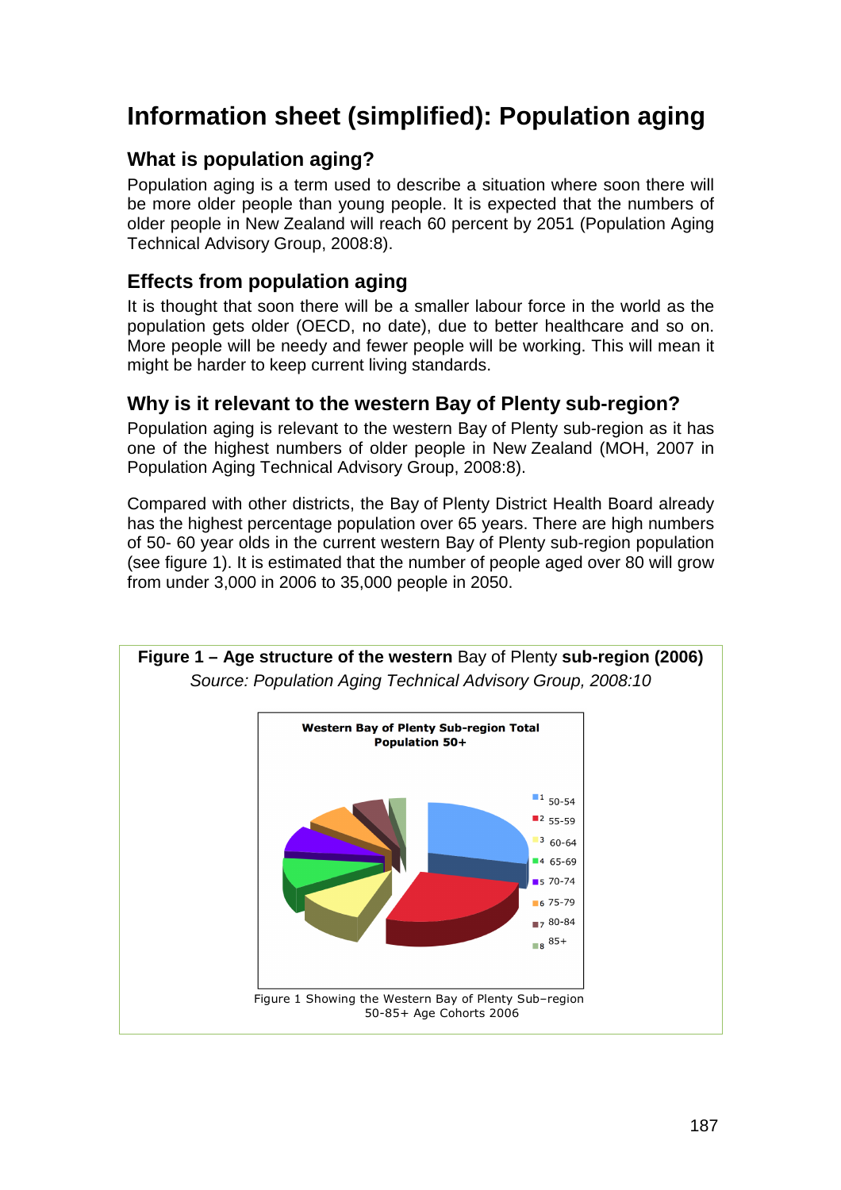# Information sheet (simplified): Population aging

## What is population aging?

Population aging is a term used to describe a situation where soon there will be more older people than young people. It is expected that the numbers of older people in New Zealand will reach 60 percent by 2051 (Population Aging Technical Advisory Group, 2008:8).

## Effects from population aging

It is thought that soon there will be a smaller labour force in the world as the population gets older (OECD, no date), due to better healthcare and so on. More people will be needy and fewer people will be working. This will mean it might be harder to keep current living standards.

## Why is it relevant to the western Bay of Plenty sub-region?

Population aging is relevant to the western Bay of Plenty sub-region as it has one of the highest numbers of older people in New Zealand (MOH, 2007 in Population Aging Technical Advisory Group, 2008:8).

Compared with other districts, the Bay of Plenty District Health Board already has the highest percentage population over 65 years. There are high numbers of 50- 60 year olds in the current western Bay of Plenty sub-region population (see figure 1). It is estimated that the number of people aged over 80 will grow from under 3,000 in 2006 to 35,000 people in 2050.

**Figure 1 – Age structure of the western** Bay of Plenty **sub-region (2006)**

*Source: Population Aging Technical Advisory Group, 2008:10*

**Western Bay of Plenty Sub-region Total Population 50+**

1 50-54
2 55-59
3 60-64
4 65-69
5 70-74
6 75-79
7 80-84
8 85+

Figure 1 Showing the Western Bay of Plenty Sub–region 50-85+ Age Cohorts 2006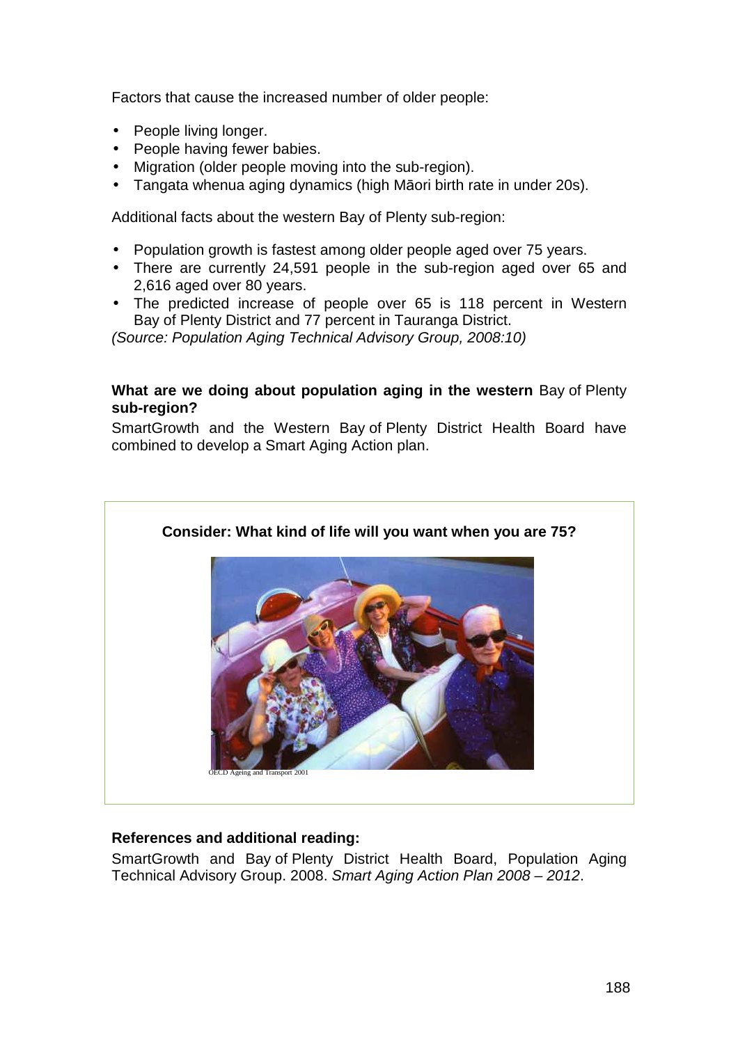Factors that cause the increased number of older people:

- People living longer.
- People having fewer babies.
- Migration (older people moving into the sub-region).
- Tangata whenua aging dynamics (high Māori birth rate in under 20s).

Additional facts about the western Bay of Plenty sub-region:

- Population growth is fastest among older people aged over 75 years.
- There are currently 24,591 people in the sub-region aged over 65 and 2,616 aged over 80 years.
- The predicted increase of people over 65 is 118 percent in Western Bay of Plenty District and 77 percent in Tauranga District.

*(Source: Population Aging Technical Advisory Group, 2008:10)*

**What are we doing about population aging in the western** Bay of Plenty **sub-region?**

SmartGrowth and the Western Bay of Plenty District Health Board have combined to develop a Smart Aging Action plan.

**Consider: What kind of life will you want when you are 75?**

OECD Ageing and Transport 2001

**References and additional reading:**

SmartGrowth and Bay of Plenty District Health Board, Population Aging Technical Advisory Group. 2008. *Smart Aging Action Plan 2008 – 2012*.